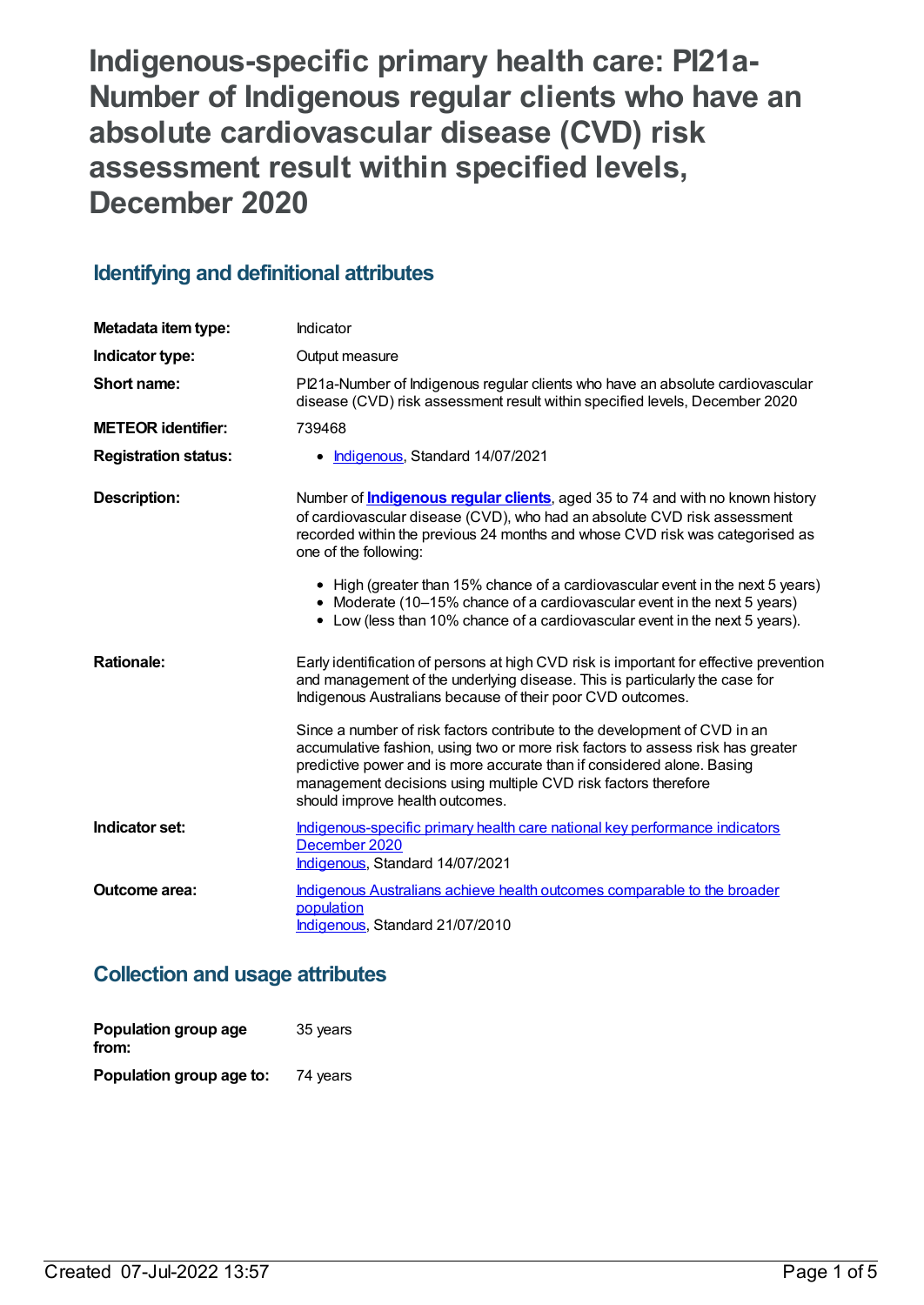# Indigenous-specific primary health care: PI21a-Number of Indigenous regular clients who have an absolute cardiovascular disease (CVD) risk assessment result within specified levels, December 2020

## Identifying and definitional attributes

| | |
|---|---|
| **Metadata item type:** | Indicator |
| **Indicator type:** | Output measure |
| **Short name:** | PI21a-Number of Indigenous regular clients who have an absolute cardiovascular disease (CVD) risk assessment result within specified levels, December 2020 |
| **METEOR identifier:** | 739468 |
| **Registration status:** | • Indigenous, Standard 14/07/2021 |
| **Description:** | Number of **Indigenous regular clients**, aged 35 to 74 and with no known history of cardiovascular disease (CVD), who had an absolute CVD risk assessment recorded within the previous 24 months and whose CVD risk was categorised as one of the following:<br><br>• High (greater than 15% chance of a cardiovascular event in the next 5 years)<br>• Moderate (10–15% chance of a cardiovascular event in the next 5 years)<br>• Low (less than 10% chance of a cardiovascular event in the next 5 years). |
| **Rationale:** | Early identification of persons at high CVD risk is important for effective prevention and management of the underlying disease. This is particularly the case for Indigenous Australians because of their poor CVD outcomes.<br><br>Since a number of risk factors contribute to the development of CVD in an accumulative fashion, using two or more risk factors to assess risk has greater predictive power and is more accurate than if considered alone. Basing management decisions using multiple CVD risk factors therefore should improve health outcomes. |
| **Indicator set:** | Indigenous-specific primary health care national key performance indicators December 2020<br>Indigenous, Standard 14/07/2021 |
| **Outcome area:** | Indigenous Australians achieve health outcomes comparable to the broader population<br>Indigenous, Standard 21/07/2010 |

## Collection and usage attributes

| | |
|---|---|
| **Population group age from:** | 35 years |
| **Population group age to:** | 74 years |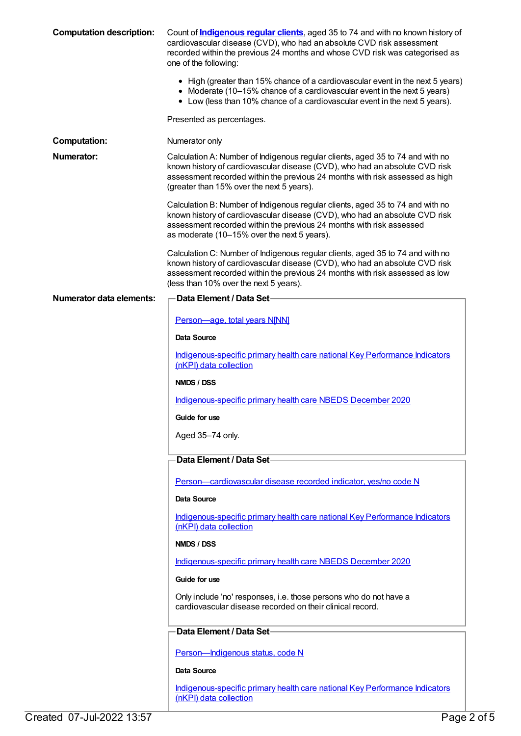**Computation description:** Count of **Indigenous regular clients**, aged 35 to 74 and with no known history of cardiovascular disease (CVD), who had an absolute CVD risk assessment recorded within the previous 24 months and whose CVD risk was categorised as one of the following:

- High (greater than 15% chance of a cardiovascular event in the next 5 years)
- Moderate (10–15% chance of a cardiovascular event in the next 5 years)
- Low (less than 10% chance of a cardiovascular event in the next 5 years).

Presented as percentages.

**Computation:** Numerator only

**Numerator:** Calculation A: Number of Indigenous regular clients, aged 35 to 74 and with no known history of cardiovascular disease (CVD), who had an absolute CVD risk assessment recorded within the previous 24 months with risk assessed as high (greater than 15% over the next 5 years).

Calculation B: Number of Indigenous regular clients, aged 35 to 74 and with no known history of cardiovascular disease (CVD), who had an absolute CVD risk assessment recorded within the previous 24 months with risk assessed as moderate (10–15% over the next 5 years).

Calculation C: Number of Indigenous regular clients, aged 35 to 74 and with no known history of cardiovascular disease (CVD), who had an absolute CVD risk assessment recorded within the previous 24 months with risk assessed as low (less than 10% over the next 5 years).

**Numerator data elements:**

**Data Element / Data Set**

Person—age, total years N[NN]

**Data Source**

Indigenous-specific primary health care national Key Performance Indicators (nKPI) data collection

**NMDS / DSS**

Indigenous-specific primary health care NBEDS December 2020

**Guide for use**

Aged 35–74 only.

**Data Element / Data Set**

Person—cardiovascular disease recorded indicator, yes/no code N

**Data Source**

Indigenous-specific primary health care national Key Performance Indicators (nKPI) data collection

**NMDS / DSS**

Indigenous-specific primary health care NBEDS December 2020

**Guide for use**

Only include 'no' responses, i.e. those persons who do not have a cardiovascular disease recorded on their clinical record.

**Data Element / Data Set**

Person—Indigenous status, code N

**Data Source**

Indigenous-specific primary health care national Key Performance Indicators (nKPI) data collection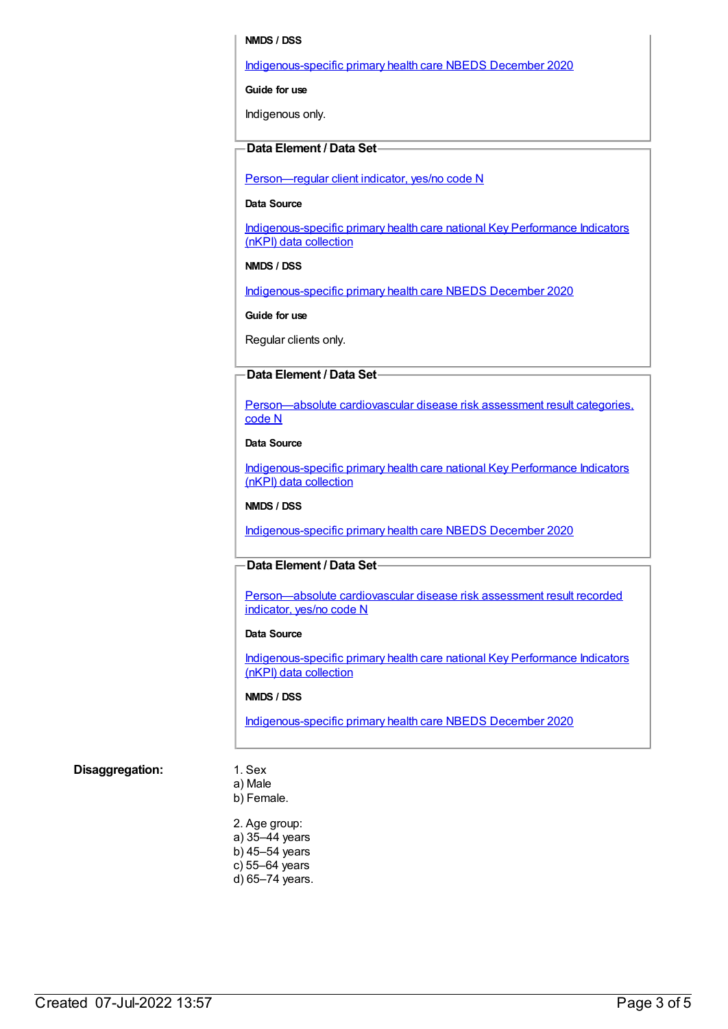**NMDS / DSS**

[Indigenous-specific primary health care NBEDS December 2020]

**Guide for use**

Indigenous only.

**Data Element / Data Set**

[Person—regular client indicator, yes/no code N]

**Data Source**

[Indigenous-specific primary health care national Key Performance Indicators (nKPI) data collection]

**NMDS / DSS**

[Indigenous-specific primary health care NBEDS December 2020]

**Guide for use**

Regular clients only.

**Data Element / Data Set**

[Person—absolute cardiovascular disease risk assessment result categories, code N]

**Data Source**

[Indigenous-specific primary health care national Key Performance Indicators (nKPI) data collection]

**NMDS / DSS**

[Indigenous-specific primary health care NBEDS December 2020]

**Data Element / Data Set**

[Person—absolute cardiovascular disease risk assessment result recorded indicator, yes/no code N]

**Data Source**

[Indigenous-specific primary health care national Key Performance Indicators (nKPI) data collection]

**NMDS / DSS**

[Indigenous-specific primary health care NBEDS December 2020]

**Disaggregation:**

1. Sex
a) Male
b) Female.

2. Age group:
a) 35–44 years
b) 45–54 years
c) 55–64 years
d) 65–74 years.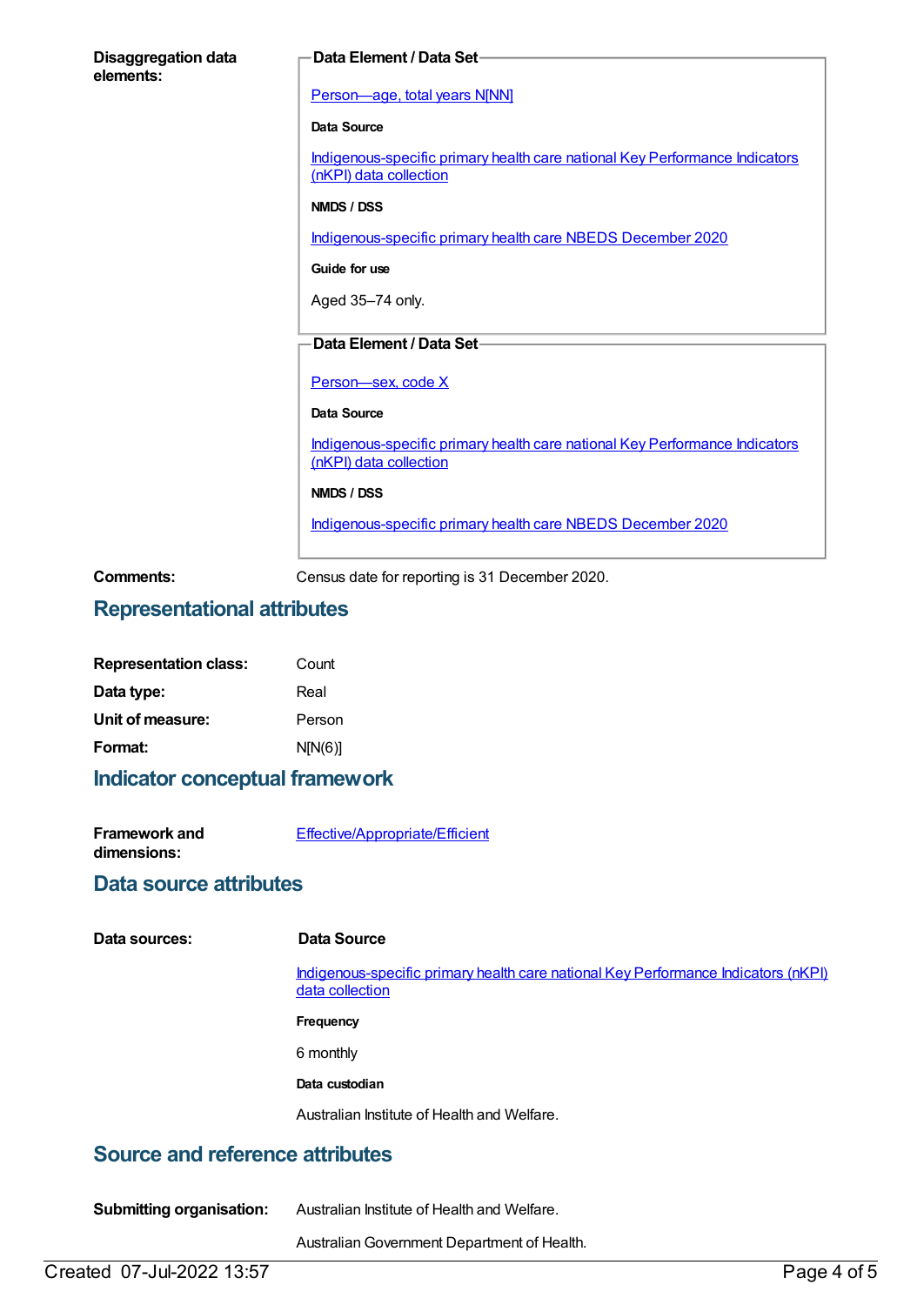**Disaggregation data elements:**

**Data Element / Data Set**

Person—age, total years N[NN]

**Data Source**

Indigenous-specific primary health care national Key Performance Indicators (nKPI) data collection

**NMDS / DSS**

Indigenous-specific primary health care NBEDS December 2020

**Guide for use**

Aged 35–74 only.

**Data Element / Data Set**

Person—sex, code X

**Data Source**

Indigenous-specific primary health care national Key Performance Indicators (nKPI) data collection

**NMDS / DSS**

Indigenous-specific primary health care NBEDS December 2020

**Comments:** Census date for reporting is 31 December 2020.

## Representational attributes

**Representation class:** Count

**Data type:** Real

**Unit of measure:** Person

**Format:** N[N(6)]

## Indicator conceptual framework

**Framework and dimensions:** Effective/Appropriate/Efficient

## Data source attributes

**Data sources:**

**Data Source**

Indigenous-specific primary health care national Key Performance Indicators (nKPI) data collection

**Frequency**

6 monthly

**Data custodian**

Australian Institute of Health and Welfare.

## Source and reference attributes

**Submitting organisation:** Australian Institute of Health and Welfare.

Australian Government Department of Health.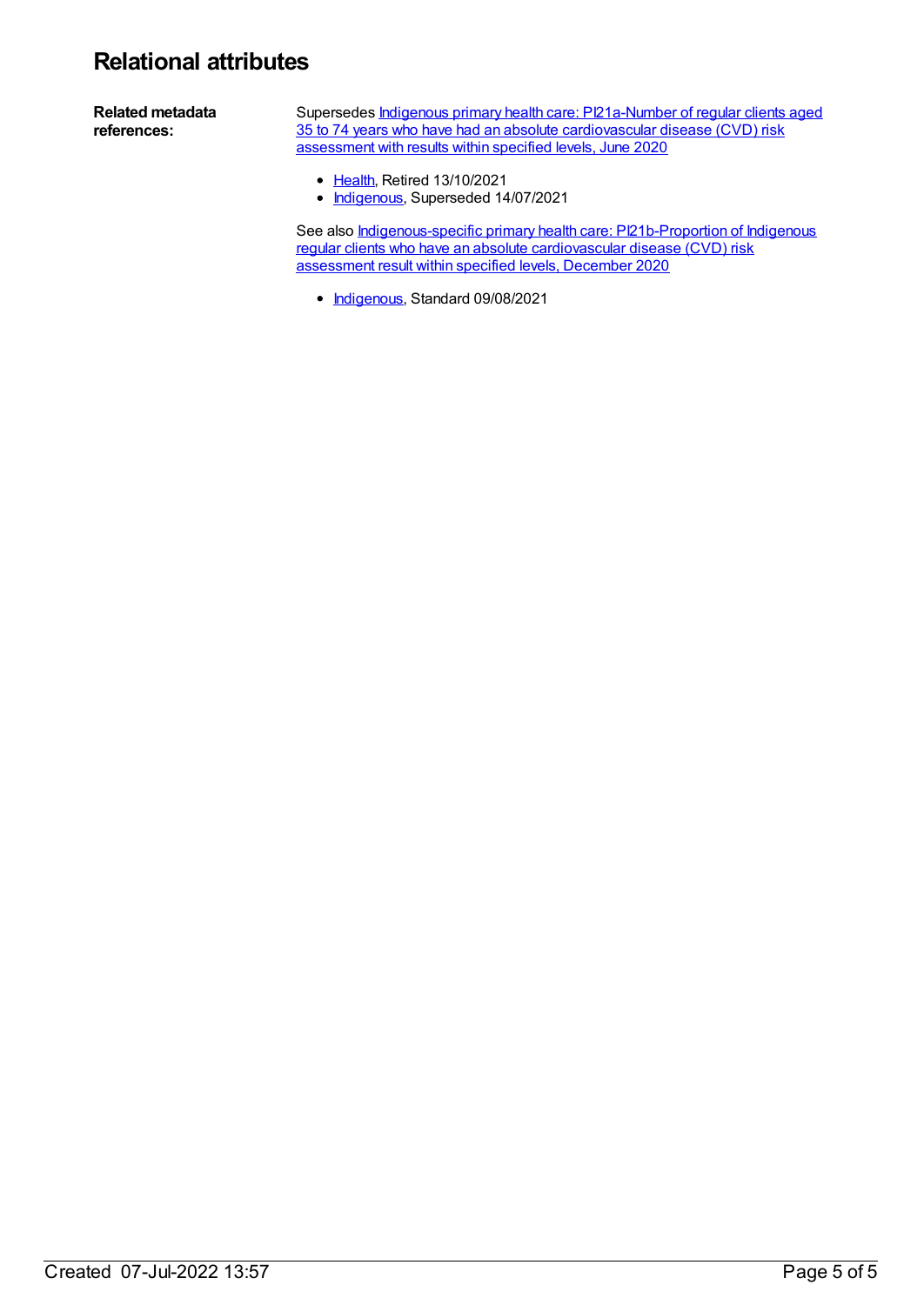## Relational attributes

**Related metadata references:**

Supersedes Indigenous primary health care: PI21a-Number of regular clients aged 35 to 74 years who have had an absolute cardiovascular disease (CVD) risk assessment with results within specified levels, June 2020

- Health, Retired 13/10/2021
- Indigenous, Superseded 14/07/2021

See also Indigenous-specific primary health care: PI21b-Proportion of Indigenous regular clients who have an absolute cardiovascular disease (CVD) risk assessment result within specified levels, December 2020

- Indigenous, Standard 09/08/2021